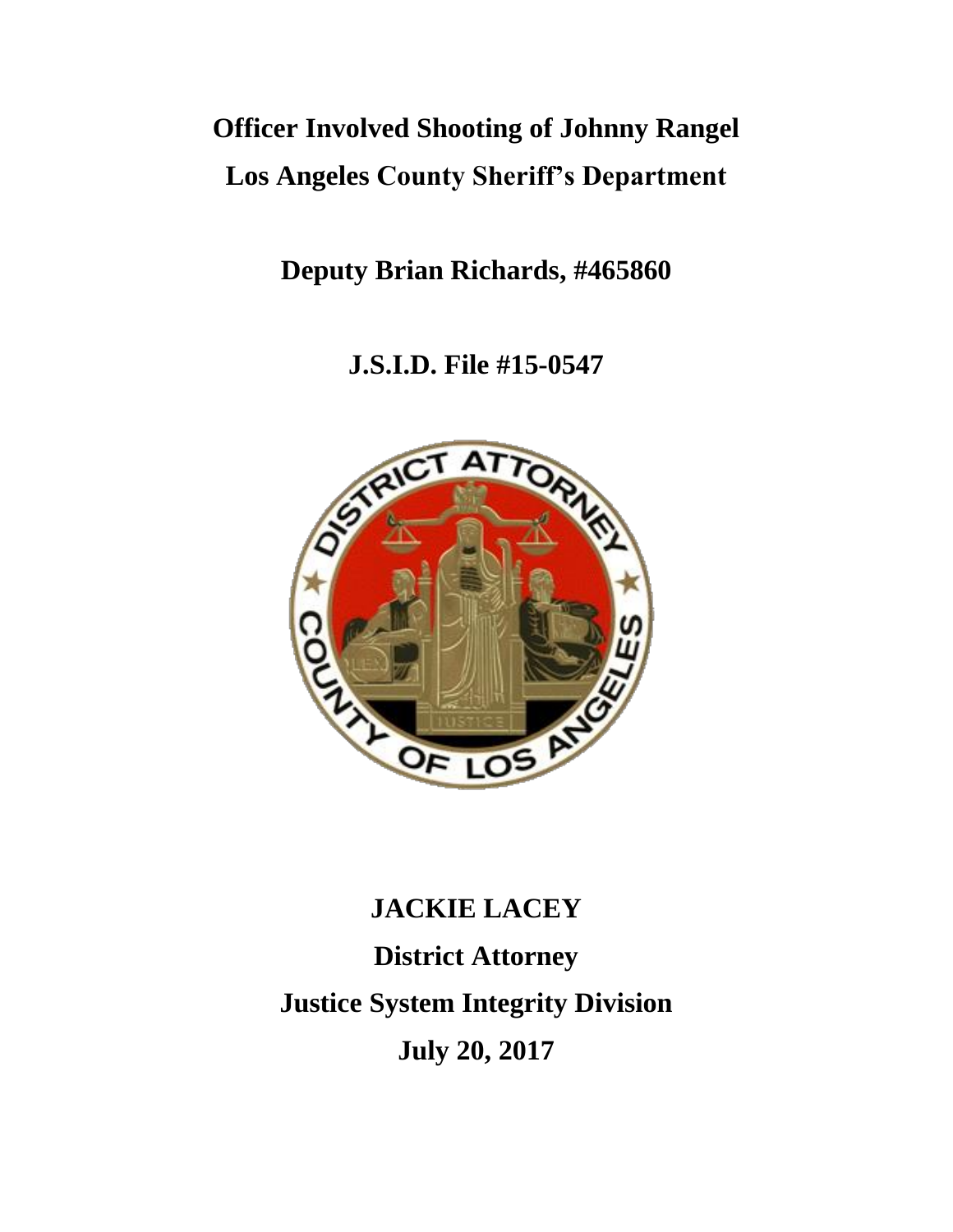# Officer Involved Shooting of Johnny Rangel

# Los Angeles County Sheriff's Department

## Deputy Brian Richards, #465860

## J.S.I.D. File #15-0547

## JACKIE LACEY

## District Attorney

## Justice System Integrity Division

## July 20, 2017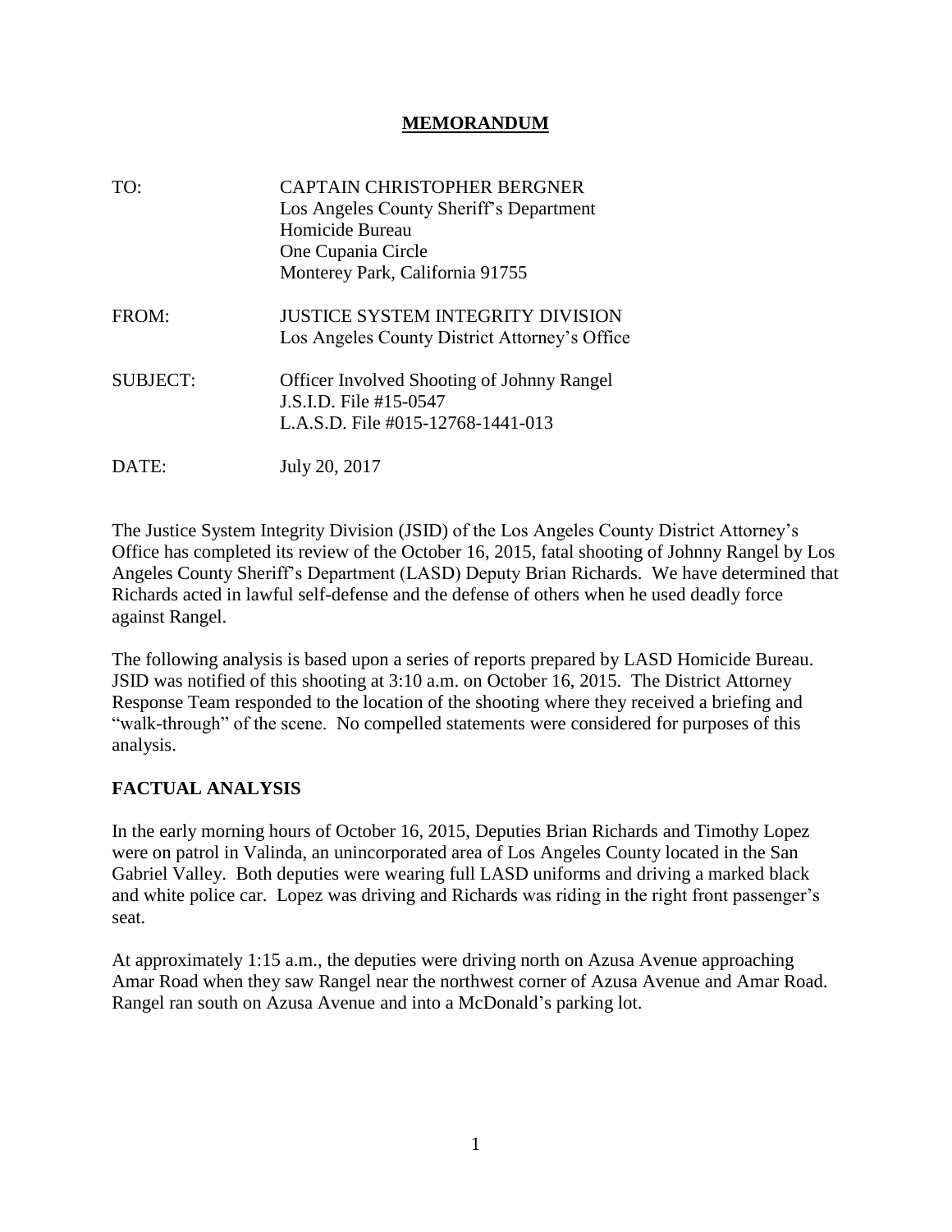# MEMORANDUM

| | |
|---|---|
| TO: | CAPTAIN CHRISTOPHER BERGNER<br>Los Angeles County Sheriff's Department<br>Homicide Bureau<br>One Cupania Circle<br>Monterey Park, California 91755 |
| FROM: | JUSTICE SYSTEM INTEGRITY DIVISION<br>Los Angeles County District Attorney's Office |
| SUBJECT: | Officer Involved Shooting of Johnny Rangel<br>J.S.I.D. File #15-0547<br>L.A.S.D. File #015-12768-1441-013 |
| DATE: | July 20, 2017 |

The Justice System Integrity Division (JSID) of the Los Angeles County District Attorney's Office has completed its review of the October 16, 2015, fatal shooting of Johnny Rangel by Los Angeles County Sheriff's Department (LASD) Deputy Brian Richards. We have determined that Richards acted in lawful self-defense and the defense of others when he used deadly force against Rangel.

The following analysis is based upon a series of reports prepared by LASD Homicide Bureau. JSID was notified of this shooting at 3:10 a.m. on October 16, 2015. The District Attorney Response Team responded to the location of the shooting where they received a briefing and "walk-through" of the scene. No compelled statements were considered for purposes of this analysis.

## FACTUAL ANALYSIS

In the early morning hours of October 16, 2015, Deputies Brian Richards and Timothy Lopez were on patrol in Valinda, an unincorporated area of Los Angeles County located in the San Gabriel Valley. Both deputies were wearing full LASD uniforms and driving a marked black and white police car. Lopez was driving and Richards was riding in the right front passenger's seat.

At approximately 1:15 a.m., the deputies were driving north on Azusa Avenue approaching Amar Road when they saw Rangel near the northwest corner of Azusa Avenue and Amar Road. Rangel ran south on Azusa Avenue and into a McDonald's parking lot.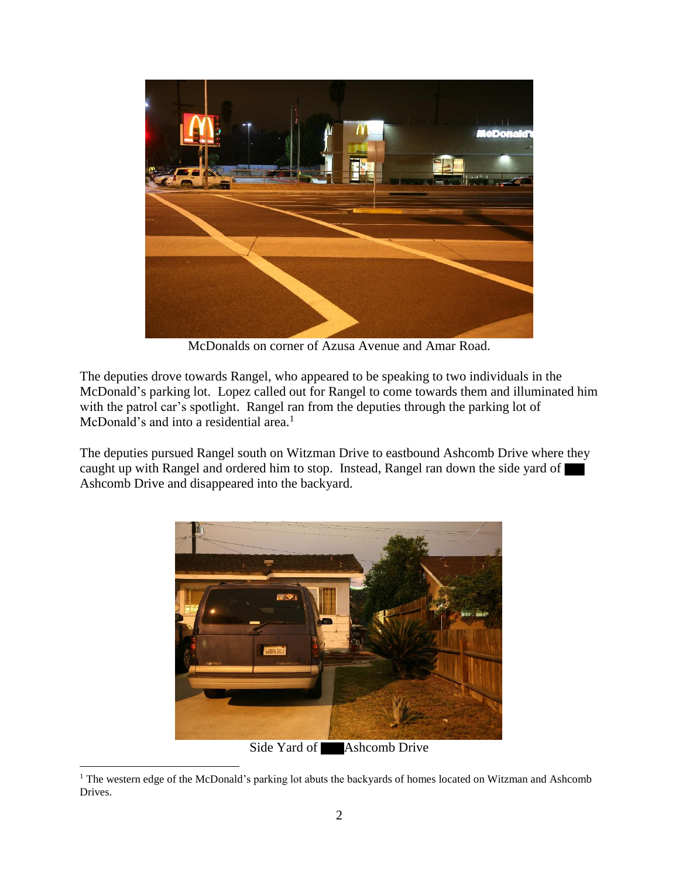McDonalds on corner of Azusa Avenue and Amar Road.

The deputies drove towards Rangel, who appeared to be speaking to two individuals in the McDonald's parking lot. Lopez called out for Rangel to come towards them and illuminated him with the patrol car's spotlight. Rangel ran from the deputies through the parking lot of McDonald's and into a residential area.[1]

The deputies pursued Rangel south on Witzman Drive to eastbound Ashcomb Drive where they caught up with Rangel and ordered him to stop. Instead, Rangel ran down the side yard of ███ Ashcomb Drive and disappeared into the backyard.

Side Yard of ███ Ashcomb Drive

[1] The western edge of the McDonald's parking lot abuts the backyards of homes located on Witzman and Ashcomb Drives.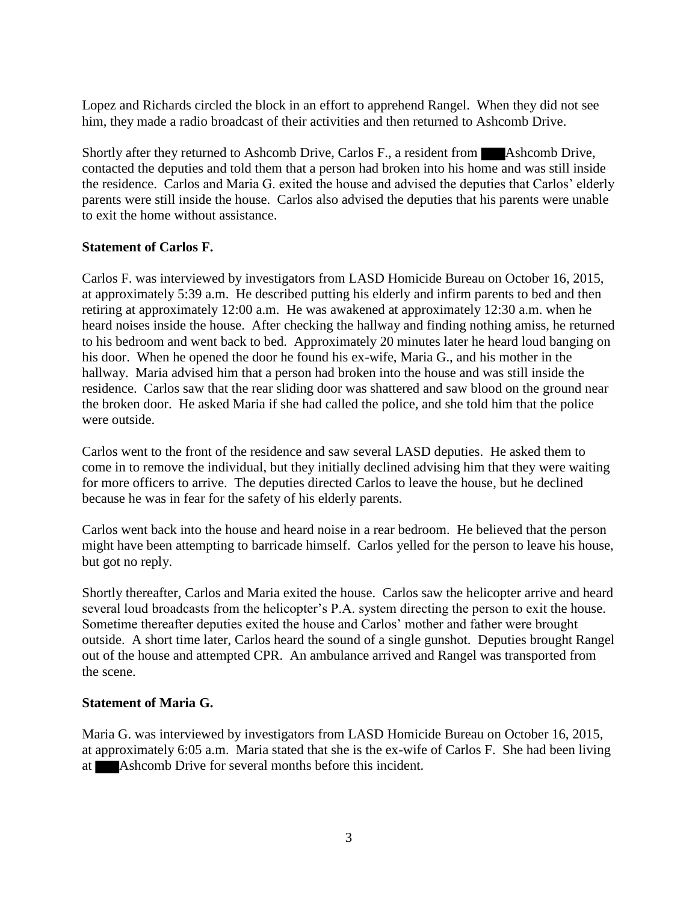Lopez and Richards circled the block in an effort to apprehend Rangel. When they did not see him, they made a radio broadcast of their activities and then returned to Ashcomb Drive.

Shortly after they returned to Ashcomb Drive, Carlos F., a resident from ███ Ashcomb Drive, contacted the deputies and told them that a person had broken into his home and was still inside the residence. Carlos and Maria G. exited the house and advised the deputies that Carlos' elderly parents were still inside the house. Carlos also advised the deputies that his parents were unable to exit the home without assistance.

**Statement of Carlos F.**

Carlos F. was interviewed by investigators from LASD Homicide Bureau on October 16, 2015, at approximately 5:39 a.m. He described putting his elderly and infirm parents to bed and then retiring at approximately 12:00 a.m. He was awakened at approximately 12:30 a.m. when he heard noises inside the house. After checking the hallway and finding nothing amiss, he returned to his bedroom and went back to bed. Approximately 20 minutes later he heard loud banging on his door. When he opened the door he found his ex-wife, Maria G., and his mother in the hallway. Maria advised him that a person had broken into the house and was still inside the residence. Carlos saw that the rear sliding door was shattered and saw blood on the ground near the broken door. He asked Maria if she had called the police, and she told him that the police were outside.

Carlos went to the front of the residence and saw several LASD deputies. He asked them to come in to remove the individual, but they initially declined advising him that they were waiting for more officers to arrive. The deputies directed Carlos to leave the house, but he declined because he was in fear for the safety of his elderly parents.

Carlos went back into the house and heard noise in a rear bedroom. He believed that the person might have been attempting to barricade himself. Carlos yelled for the person to leave his house, but got no reply.

Shortly thereafter, Carlos and Maria exited the house. Carlos saw the helicopter arrive and heard several loud broadcasts from the helicopter's P.A. system directing the person to exit the house. Sometime thereafter deputies exited the house and Carlos' mother and father were brought outside. A short time later, Carlos heard the sound of a single gunshot. Deputies brought Rangel out of the house and attempted CPR. An ambulance arrived and Rangel was transported from the scene.

**Statement of Maria G.**

Maria G. was interviewed by investigators from LASD Homicide Bureau on October 16, 2015, at approximately 6:05 a.m. Maria stated that she is the ex-wife of Carlos F. She had been living at ███ Ashcomb Drive for several months before this incident.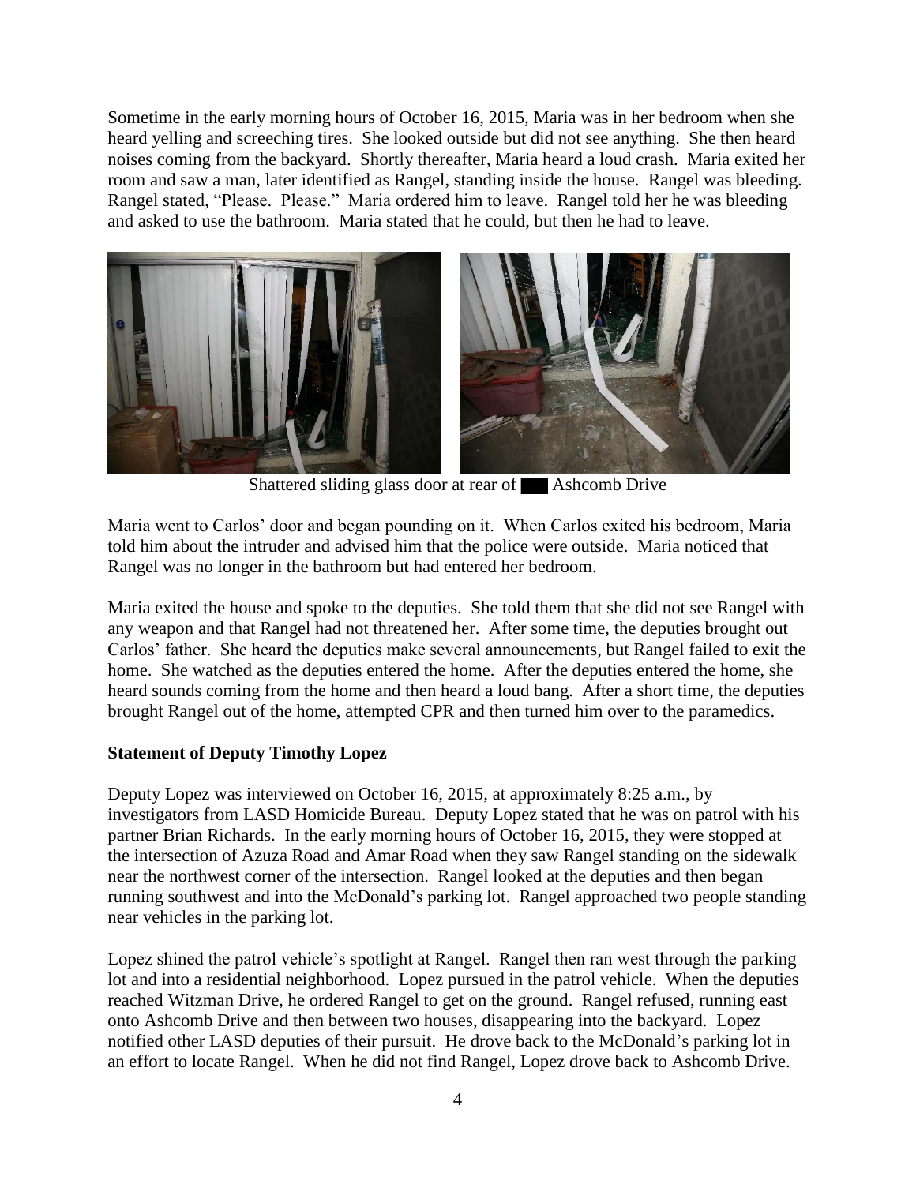Sometime in the early morning hours of October 16, 2015, Maria was in her bedroom when she heard yelling and screeching tires. She looked outside but did not see anything. She then heard noises coming from the backyard. Shortly thereafter, Maria heard a loud crash. Maria exited her room and saw a man, later identified as Rangel, standing inside the house. Rangel was bleeding. Rangel stated, "Please. Please." Maria ordered him to leave. Rangel told her he was bleeding and asked to use the bathroom. Maria stated that he could, but then he had to leave.

Shattered sliding glass door at rear of ███ Ashcomb Drive

Maria went to Carlos' door and began pounding on it. When Carlos exited his bedroom, Maria told him about the intruder and advised him that the police were outside. Maria noticed that Rangel was no longer in the bathroom but had entered her bedroom.

Maria exited the house and spoke to the deputies. She told them that she did not see Rangel with any weapon and that Rangel had not threatened her. After some time, the deputies brought out Carlos' father. She heard the deputies make several announcements, but Rangel failed to exit the home. She watched as the deputies entered the home. After the deputies entered the home, she heard sounds coming from the home and then heard a loud bang. After a short time, the deputies brought Rangel out of the home, attempted CPR and then turned him over to the paramedics.

**Statement of Deputy Timothy Lopez**

Deputy Lopez was interviewed on October 16, 2015, at approximately 8:25 a.m., by investigators from LASD Homicide Bureau. Deputy Lopez stated that he was on patrol with his partner Brian Richards. In the early morning hours of October 16, 2015, they were stopped at the intersection of Azuza Road and Amar Road when they saw Rangel standing on the sidewalk near the northwest corner of the intersection. Rangel looked at the deputies and then began running southwest and into the McDonald's parking lot. Rangel approached two people standing near vehicles in the parking lot.

Lopez shined the patrol vehicle's spotlight at Rangel. Rangel then ran west through the parking lot and into a residential neighborhood. Lopez pursued in the patrol vehicle. When the deputies reached Witzman Drive, he ordered Rangel to get on the ground. Rangel refused, running east onto Ashcomb Drive and then between two houses, disappearing into the backyard. Lopez notified other LASD deputies of their pursuit. He drove back to the McDonald's parking lot in an effort to locate Rangel. When he did not find Rangel, Lopez drove back to Ashcomb Drive.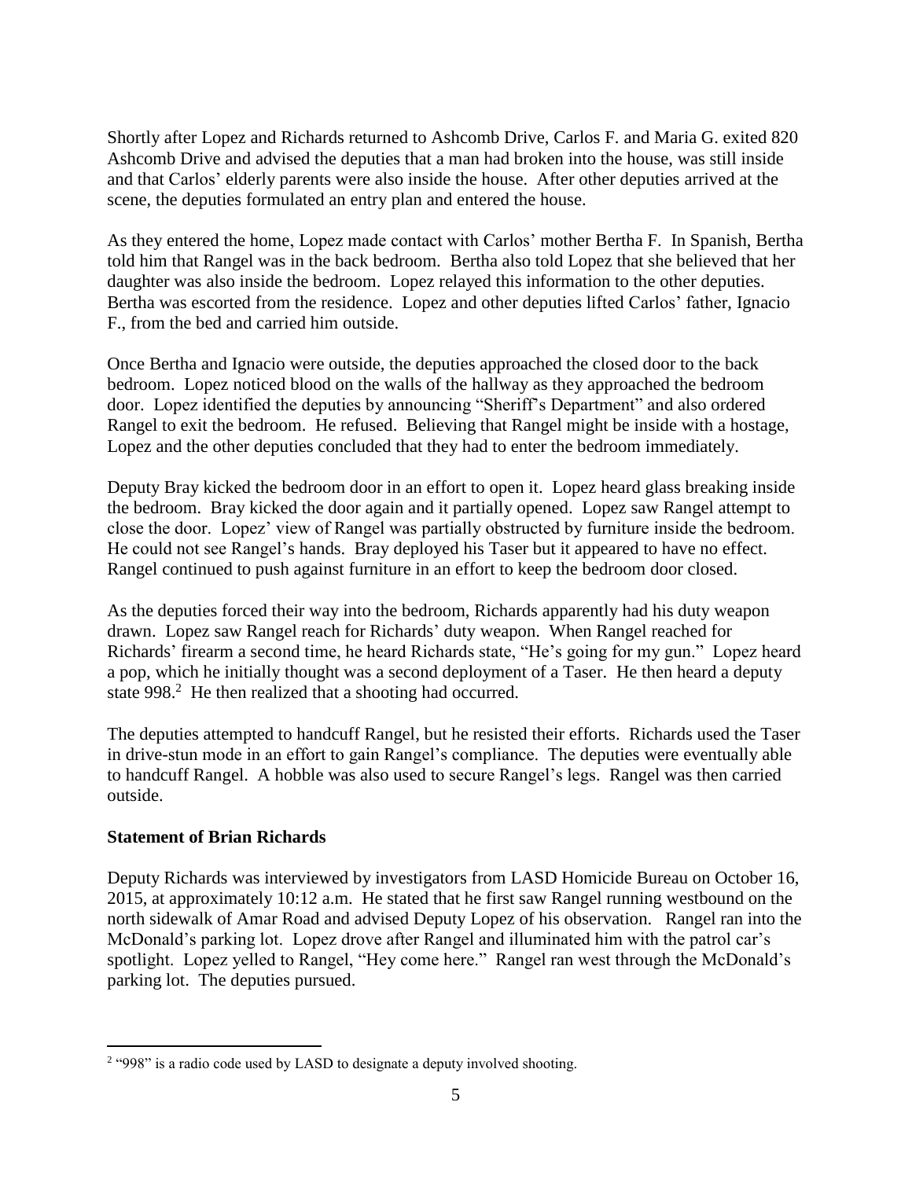Shortly after Lopez and Richards returned to Ashcomb Drive, Carlos F. and Maria G. exited 820 Ashcomb Drive and advised the deputies that a man had broken into the house, was still inside and that Carlos' elderly parents were also inside the house. After other deputies arrived at the scene, the deputies formulated an entry plan and entered the house.

As they entered the home, Lopez made contact with Carlos' mother Bertha F. In Spanish, Bertha told him that Rangel was in the back bedroom. Bertha also told Lopez that she believed that her daughter was also inside the bedroom. Lopez relayed this information to the other deputies. Bertha was escorted from the residence. Lopez and other deputies lifted Carlos' father, Ignacio F., from the bed and carried him outside.

Once Bertha and Ignacio were outside, the deputies approached the closed door to the back bedroom. Lopez noticed blood on the walls of the hallway as they approached the bedroom door. Lopez identified the deputies by announcing "Sheriff's Department" and also ordered Rangel to exit the bedroom. He refused. Believing that Rangel might be inside with a hostage, Lopez and the other deputies concluded that they had to enter the bedroom immediately.

Deputy Bray kicked the bedroom door in an effort to open it. Lopez heard glass breaking inside the bedroom. Bray kicked the door again and it partially opened. Lopez saw Rangel attempt to close the door. Lopez' view of Rangel was partially obstructed by furniture inside the bedroom. He could not see Rangel's hands. Bray deployed his Taser but it appeared to have no effect. Rangel continued to push against furniture in an effort to keep the bedroom door closed.

As the deputies forced their way into the bedroom, Richards apparently had his duty weapon drawn. Lopez saw Rangel reach for Richards' duty weapon. When Rangel reached for Richards' firearm a second time, he heard Richards state, "He's going for my gun." Lopez heard a pop, which he initially thought was a second deployment of a Taser. He then heard a deputy state 998.[2] He then realized that a shooting had occurred.

The deputies attempted to handcuff Rangel, but he resisted their efforts. Richards used the Taser in drive-stun mode in an effort to gain Rangel's compliance. The deputies were eventually able to handcuff Rangel. A hobble was also used to secure Rangel's legs. Rangel was then carried outside.

**Statement of Brian Richards**

Deputy Richards was interviewed by investigators from LASD Homicide Bureau on October 16, 2015, at approximately 10:12 a.m. He stated that he first saw Rangel running westbound on the north sidewalk of Amar Road and advised Deputy Lopez of his observation. Rangel ran into the McDonald's parking lot. Lopez drove after Rangel and illuminated him with the patrol car's spotlight. Lopez yelled to Rangel, "Hey come here." Rangel ran west through the McDonald's parking lot. The deputies pursued.

[2] "998" is a radio code used by LASD to designate a deputy involved shooting.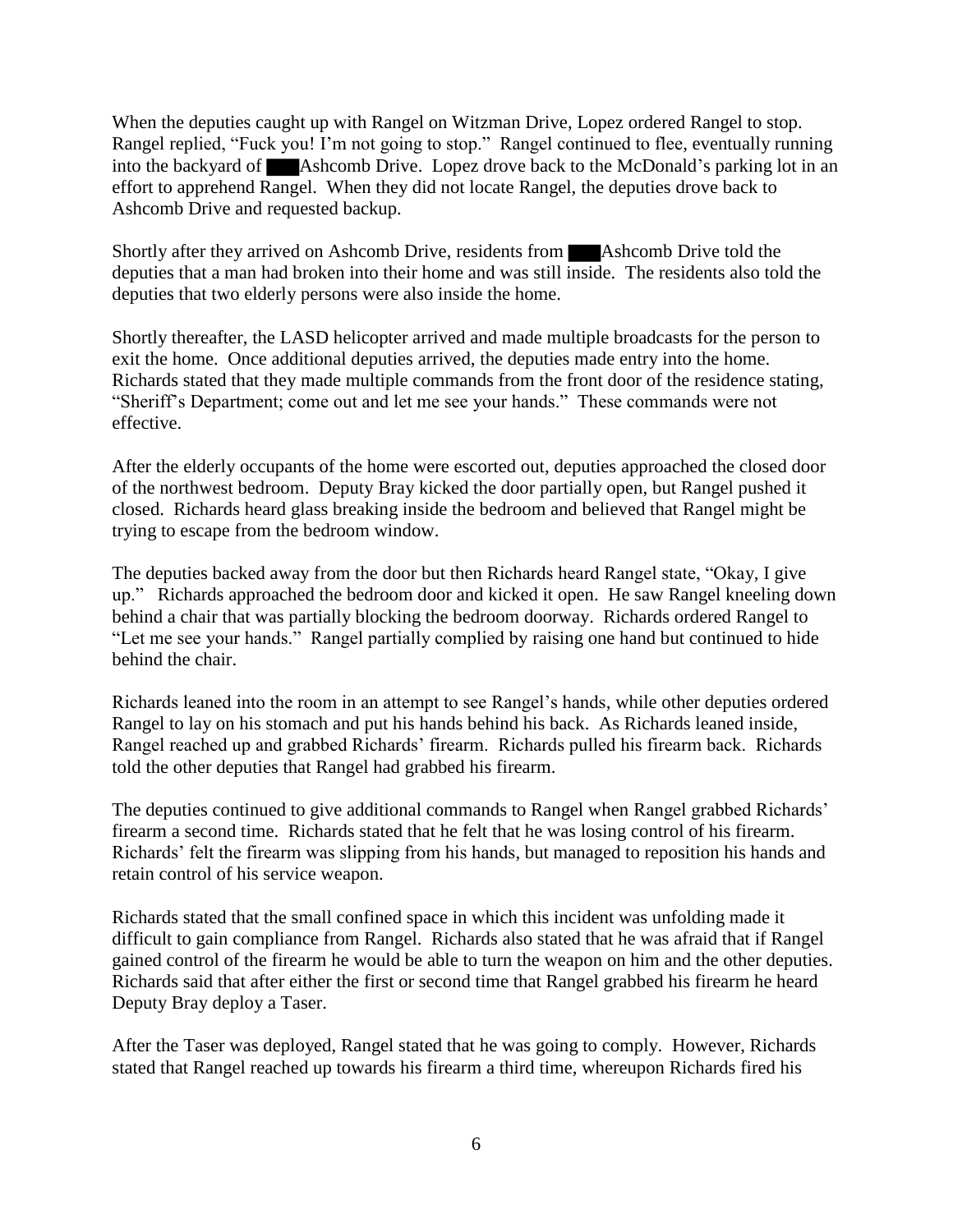When the deputies caught up with Rangel on Witzman Drive, Lopez ordered Rangel to stop. Rangel replied, "Fuck you! I'm not going to stop." Rangel continued to flee, eventually running into the backyard of ███ Ashcomb Drive. Lopez drove back to the McDonald's parking lot in an effort to apprehend Rangel. When they did not locate Rangel, the deputies drove back to Ashcomb Drive and requested backup.

Shortly after they arrived on Ashcomb Drive, residents from ███ Ashcomb Drive told the deputies that a man had broken into their home and was still inside. The residents also told the deputies that two elderly persons were also inside the home.

Shortly thereafter, the LASD helicopter arrived and made multiple broadcasts for the person to exit the home. Once additional deputies arrived, the deputies made entry into the home. Richards stated that they made multiple commands from the front door of the residence stating, "Sheriff's Department; come out and let me see your hands." These commands were not effective.

After the elderly occupants of the home were escorted out, deputies approached the closed door of the northwest bedroom. Deputy Bray kicked the door partially open, but Rangel pushed it closed. Richards heard glass breaking inside the bedroom and believed that Rangel might be trying to escape from the bedroom window.

The deputies backed away from the door but then Richards heard Rangel state, "Okay, I give up." Richards approached the bedroom door and kicked it open. He saw Rangel kneeling down behind a chair that was partially blocking the bedroom doorway. Richards ordered Rangel to "Let me see your hands." Rangel partially complied by raising one hand but continued to hide behind the chair.

Richards leaned into the room in an attempt to see Rangel's hands, while other deputies ordered Rangel to lay on his stomach and put his hands behind his back. As Richards leaned inside, Rangel reached up and grabbed Richards' firearm. Richards pulled his firearm back. Richards told the other deputies that Rangel had grabbed his firearm.

The deputies continued to give additional commands to Rangel when Rangel grabbed Richards' firearm a second time. Richards stated that he felt that he was losing control of his firearm. Richards' felt the firearm was slipping from his hands, but managed to reposition his hands and retain control of his service weapon.

Richards stated that the small confined space in which this incident was unfolding made it difficult to gain compliance from Rangel. Richards also stated that he was afraid that if Rangel gained control of the firearm he would be able to turn the weapon on him and the other deputies. Richards said that after either the first or second time that Rangel grabbed his firearm he heard Deputy Bray deploy a Taser.

After the Taser was deployed, Rangel stated that he was going to comply. However, Richards stated that Rangel reached up towards his firearm a third time, whereupon Richards fired his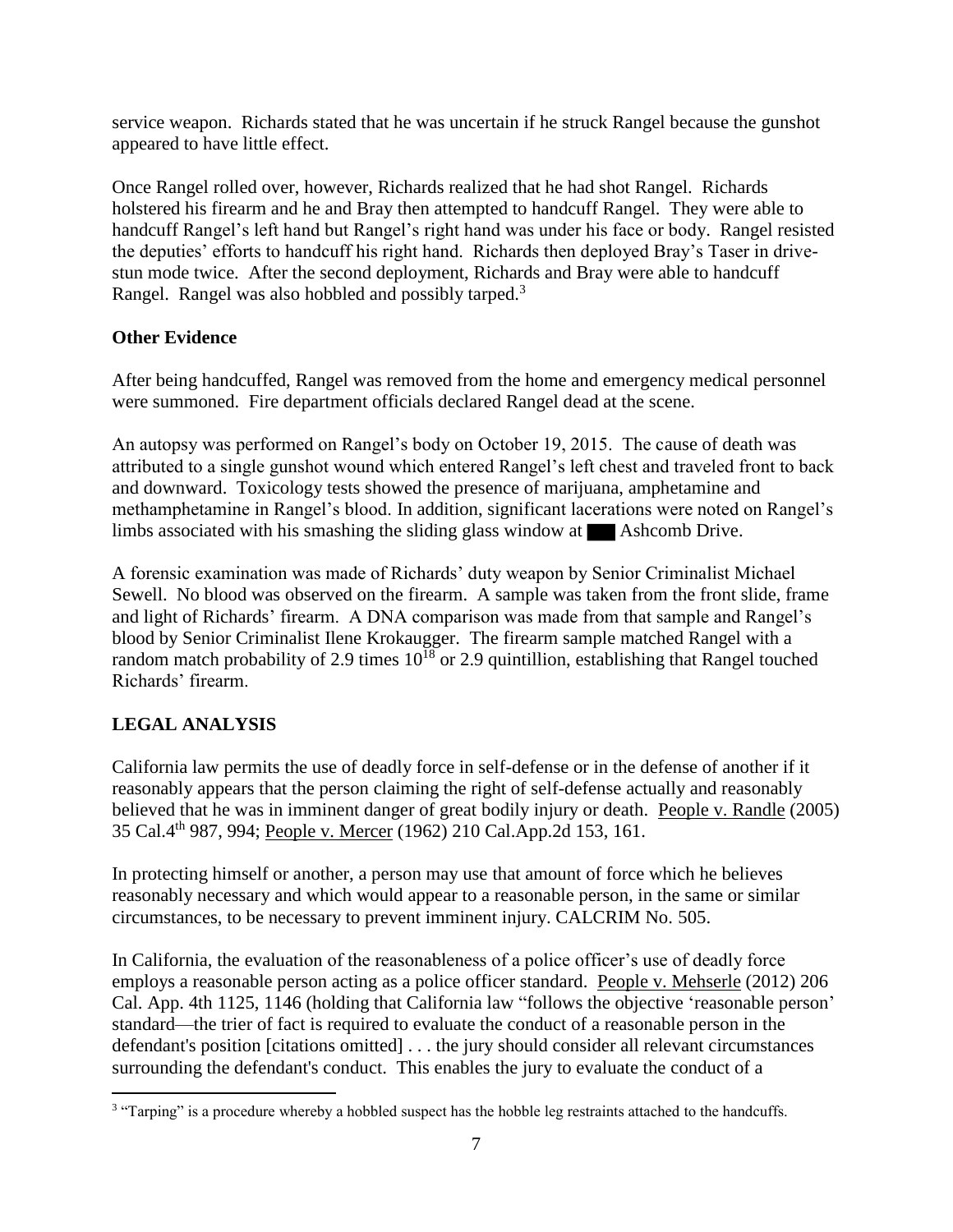service weapon. Richards stated that he was uncertain if he struck Rangel because the gunshot appeared to have little effect.

Once Rangel rolled over, however, Richards realized that he had shot Rangel. Richards holstered his firearm and he and Bray then attempted to handcuff Rangel. They were able to handcuff Rangel's left hand but Rangel's right hand was under his face or body. Rangel resisted the deputies' efforts to handcuff his right hand. Richards then deployed Bray's Taser in drive-stun mode twice. After the second deployment, Richards and Bray were able to handcuff Rangel. Rangel was also hobbled and possibly tarped.[3]

**Other Evidence**

After being handcuffed, Rangel was removed from the home and emergency medical personnel were summoned. Fire department officials declared Rangel dead at the scene.

An autopsy was performed on Rangel's body on October 19, 2015. The cause of death was attributed to a single gunshot wound which entered Rangel's left chest and traveled front to back and downward. Toxicology tests showed the presence of marijuana, amphetamine and methamphetamine in Rangel's blood. In addition, significant lacerations were noted on Rangel's limbs associated with his smashing the sliding glass window at ███ Ashcomb Drive.

A forensic examination was made of Richards' duty weapon by Senior Criminalist Michael Sewell. No blood was observed on the firearm. A sample was taken from the front slide, frame and light of Richards' firearm. A DNA comparison was made from that sample and Rangel's blood by Senior Criminalist Ilene Krokaugger. The firearm sample matched Rangel with a random match probability of 2.9 times $10^{18}$ or 2.9 quintillion, establishing that Rangel touched Richards' firearm.

## LEGAL ANALYSIS

California law permits the use of deadly force in self-defense or in the defense of another if it reasonably appears that the person claiming the right of self-defense actually and reasonably believed that he was in imminent danger of great bodily injury or death. People v. Randle (2005) 35 Cal.4th 987, 994; People v. Mercer (1962) 210 Cal.App.2d 153, 161.

In protecting himself or another, a person may use that amount of force which he believes reasonably necessary and which would appear to a reasonable person, in the same or similar circumstances, to be necessary to prevent imminent injury. CALCRIM No. 505.

In California, the evaluation of the reasonableness of a police officer's use of deadly force employs a reasonable person acting as a police officer standard. People v. Mehserle (2012) 206 Cal. App. 4th 1125, 1146 (holding that California law "follows the objective 'reasonable person' standard—the trier of fact is required to evaluate the conduct of a reasonable person in the defendant's position [citations omitted] . . . the jury should consider all relevant circumstances surrounding the defendant's conduct. This enables the jury to evaluate the conduct of a

[3] "Tarping" is a procedure whereby a hobbled suspect has the hobble leg restraints attached to the handcuffs.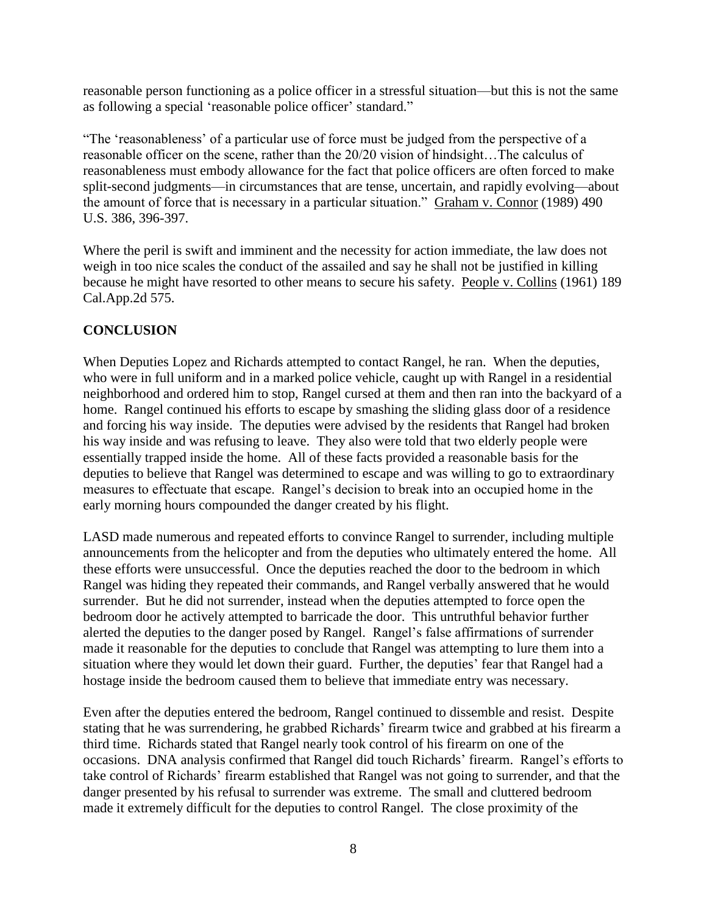reasonable person functioning as a police officer in a stressful situation—but this is not the same as following a special 'reasonable police officer' standard."

"The 'reasonableness' of a particular use of force must be judged from the perspective of a reasonable officer on the scene, rather than the 20/20 vision of hindsight…The calculus of reasonableness must embody allowance for the fact that police officers are often forced to make split-second judgments—in circumstances that are tense, uncertain, and rapidly evolving—about the amount of force that is necessary in a particular situation." Graham v. Connor (1989) 490 U.S. 386, 396-397.

Where the peril is swift and imminent and the necessity for action immediate, the law does not weigh in too nice scales the conduct of the assailed and say he shall not be justified in killing because he might have resorted to other means to secure his safety. People v. Collins (1961) 189 Cal.App.2d 575.

## CONCLUSION

When Deputies Lopez and Richards attempted to contact Rangel, he ran. When the deputies, who were in full uniform and in a marked police vehicle, caught up with Rangel in a residential neighborhood and ordered him to stop, Rangel cursed at them and then ran into the backyard of a home. Rangel continued his efforts to escape by smashing the sliding glass door of a residence and forcing his way inside. The deputies were advised by the residents that Rangel had broken his way inside and was refusing to leave. They also were told that two elderly people were essentially trapped inside the home. All of these facts provided a reasonable basis for the deputies to believe that Rangel was determined to escape and was willing to go to extraordinary measures to effectuate that escape. Rangel's decision to break into an occupied home in the early morning hours compounded the danger created by his flight.

LASD made numerous and repeated efforts to convince Rangel to surrender, including multiple announcements from the helicopter and from the deputies who ultimately entered the home. All these efforts were unsuccessful. Once the deputies reached the door to the bedroom in which Rangel was hiding they repeated their commands, and Rangel verbally answered that he would surrender. But he did not surrender, instead when the deputies attempted to force open the bedroom door he actively attempted to barricade the door. This untruthful behavior further alerted the deputies to the danger posed by Rangel. Rangel's false affirmations of surrender made it reasonable for the deputies to conclude that Rangel was attempting to lure them into a situation where they would let down their guard. Further, the deputies' fear that Rangel had a hostage inside the bedroom caused them to believe that immediate entry was necessary.

Even after the deputies entered the bedroom, Rangel continued to dissemble and resist. Despite stating that he was surrendering, he grabbed Richards' firearm twice and grabbed at his firearm a third time. Richards stated that Rangel nearly took control of his firearm on one of the occasions. DNA analysis confirmed that Rangel did touch Richards' firearm. Rangel's efforts to take control of Richards' firearm established that Rangel was not going to surrender, and that the danger presented by his refusal to surrender was extreme. The small and cluttered bedroom made it extremely difficult for the deputies to control Rangel. The close proximity of the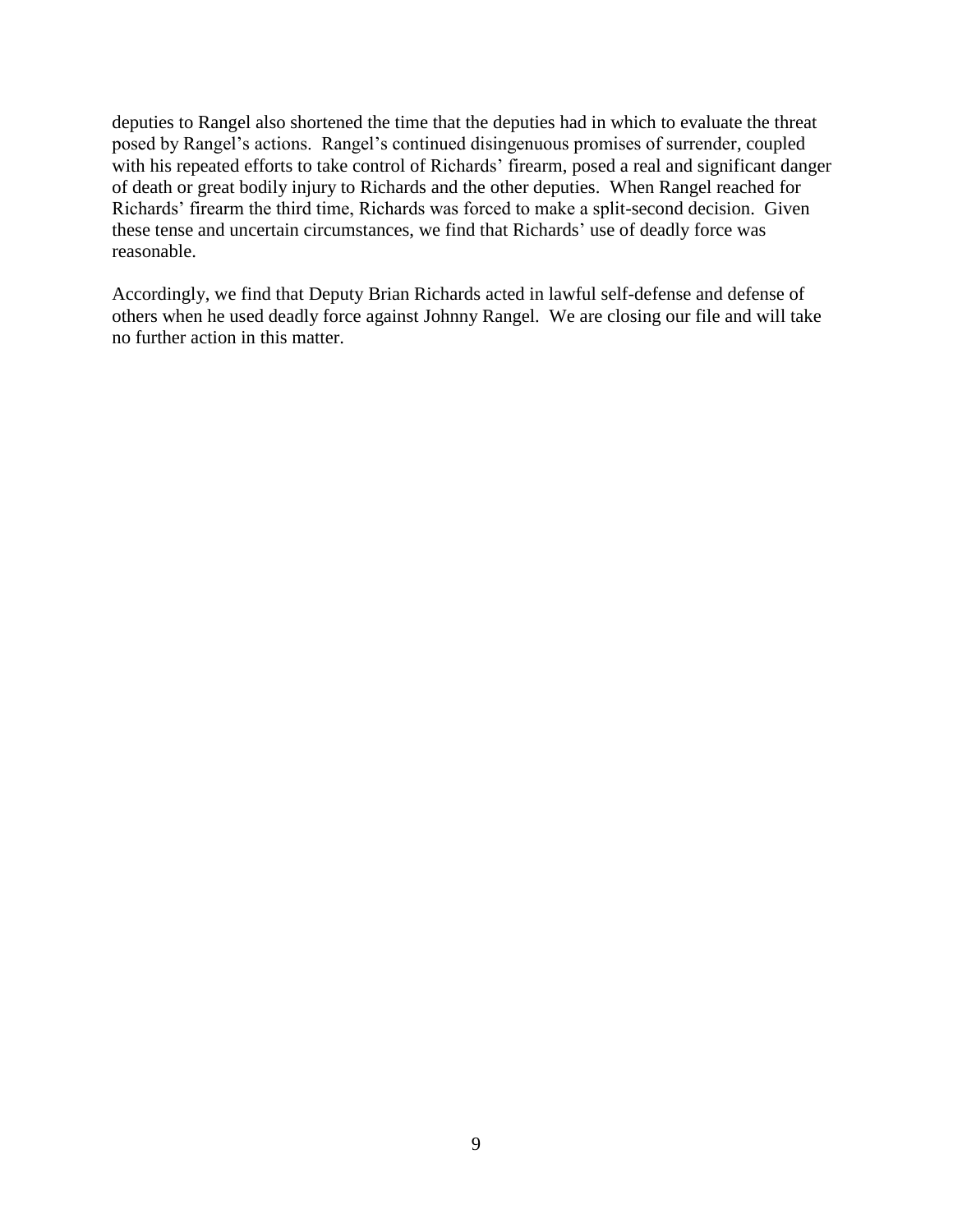deputies to Rangel also shortened the time that the deputies had in which to evaluate the threat posed by Rangel's actions. Rangel's continued disingenuous promises of surrender, coupled with his repeated efforts to take control of Richards' firearm, posed a real and significant danger of death or great bodily injury to Richards and the other deputies. When Rangel reached for Richards' firearm the third time, Richards was forced to make a split-second decision. Given these tense and uncertain circumstances, we find that Richards' use of deadly force was reasonable.

Accordingly, we find that Deputy Brian Richards acted in lawful self-defense and defense of others when he used deadly force against Johnny Rangel. We are closing our file and will take no further action in this matter.